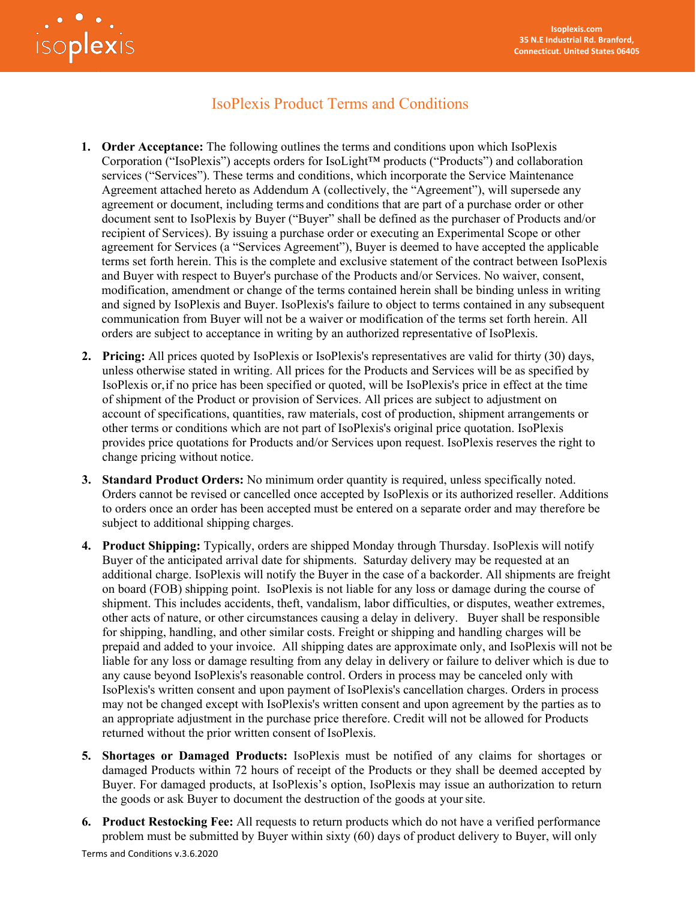# IsoPlexis Product Terms and Conditions

1. **Order Acceptance:** The following outlines the terms and conditions upon which IsoPlexis Corporation ("IsoPlexis") accepts orders for IsoLight™ products ("Products") and collaboration services ("Services"). These terms and conditions, which incorporate the Service Maintenance Agreement attached hereto as Addendum A (collectively, the "Agreement"), will supersede any agreement or document, including terms and conditions that are part of a purchase order or other document sent to IsoPlexis by Buyer ("Buyer" shall be defined as the purchaser of Products and/or recipient of Services). By issuing a purchase order or executing an Experimental Scope or other agreement for Services (a "Services Agreement"), Buyer is deemed to have accepted the applicable terms set forth herein. This is the complete and exclusive statement of the contract between IsoPlexis and Buyer with respect to Buyer's purchase of the Products and/or Services. No waiver, consent, modification, amendment or change of the terms contained herein shall be binding unless in writing and signed by IsoPlexis and Buyer. IsoPlexis's failure to object to terms contained in any subsequent communication from Buyer will not be a waiver or modification of the terms set forth herein. All orders are subject to acceptance in writing by an authorized representative of IsoPlexis.

2. **Pricing:** All prices quoted by IsoPlexis or IsoPlexis's representatives are valid for thirty (30) days, unless otherwise stated in writing. All prices for the Products and Services will be as specified by IsoPlexis or, if no price has been specified or quoted, will be IsoPlexis's price in effect at the time of shipment of the Product or provision of Services. All prices are subject to adjustment on account of specifications, quantities, raw materials, cost of production, shipment arrangements or other terms or conditions which are not part of IsoPlexis's original price quotation. IsoPlexis provides price quotations for Products and/or Services upon request. IsoPlexis reserves the right to change pricing without notice.

3. **Standard Product Orders:** No minimum order quantity is required, unless specifically noted. Orders cannot be revised or cancelled once accepted by IsoPlexis or its authorized reseller. Additions to orders once an order has been accepted must be entered on a separate order and may therefore be subject to additional shipping charges.

4. **Product Shipping:** Typically, orders are shipped Monday through Thursday. IsoPlexis will notify Buyer of the anticipated arrival date for shipments. Saturday delivery may be requested at an additional charge. IsoPlexis will notify the Buyer in the case of a backorder. All shipments are freight on board (FOB) shipping point. IsoPlexis is not liable for any loss or damage during the course of shipment. This includes accidents, theft, vandalism, labor difficulties, or disputes, weather extremes, other acts of nature, or other circumstances causing a delay in delivery. Buyer shall be responsible for shipping, handling, and other similar costs. Freight or shipping and handling charges will be prepaid and added to your invoice. All shipping dates are approximate only, and IsoPlexis will not be liable for any loss or damage resulting from any delay in delivery or failure to deliver which is due to any cause beyond IsoPlexis's reasonable control. Orders in process may be canceled only with IsoPlexis's written consent and upon payment of IsoPlexis's cancellation charges. Orders in process may not be changed except with IsoPlexis's written consent and upon agreement by the parties as to an appropriate adjustment in the purchase price therefore. Credit will not be allowed for Products returned without the prior written consent of IsoPlexis.

5. **Shortages or Damaged Products:** IsoPlexis must be notified of any claims for shortages or damaged Products within 72 hours of receipt of the Products or they shall be deemed accepted by Buyer. For damaged products, at IsoPlexis's option, IsoPlexis may issue an authorization to return the goods or ask Buyer to document the destruction of the goods at your site.

6. **Product Restocking Fee:** All requests to return products which do not have a verified performance problem must be submitted by Buyer within sixty (60) days of product delivery to Buyer, will only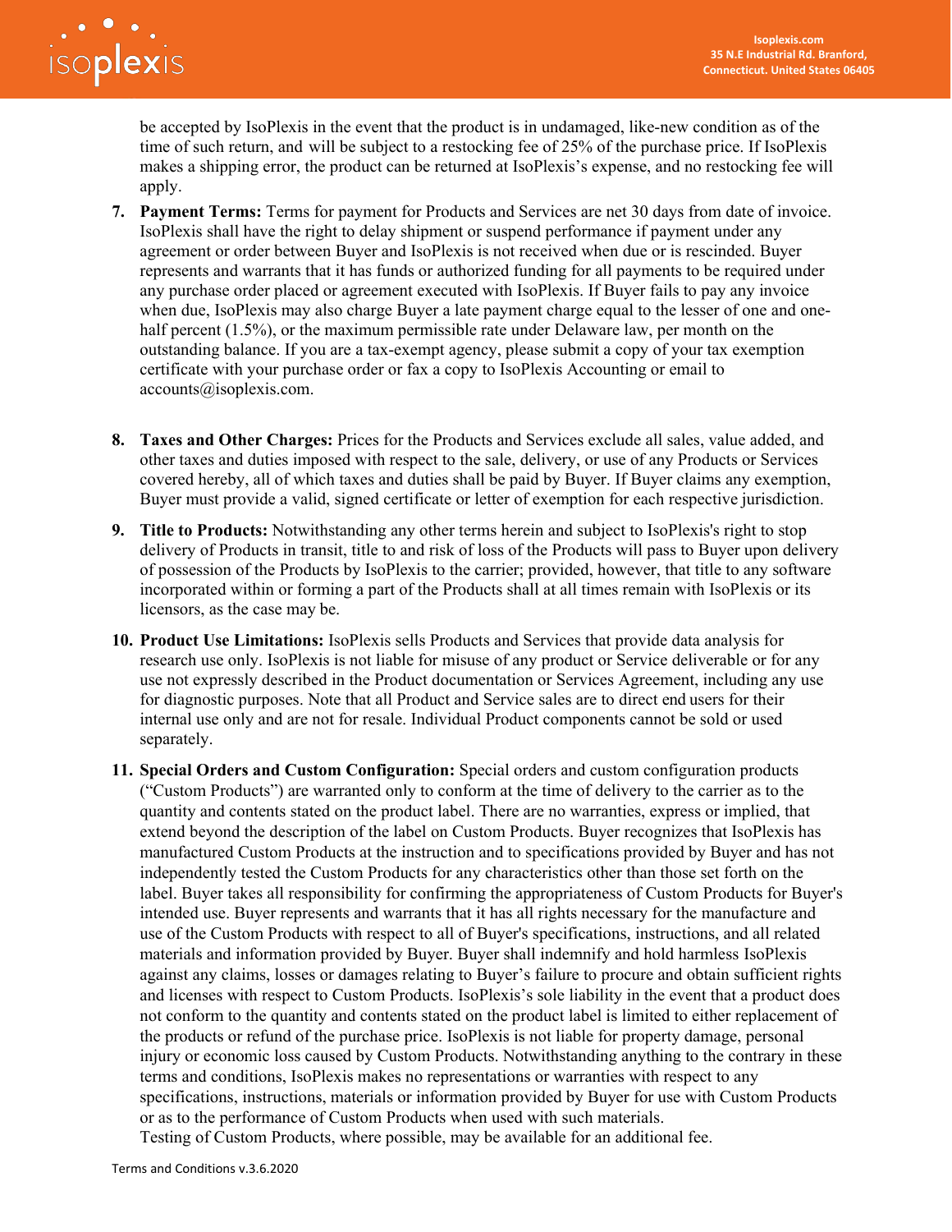be accepted by IsoPlexis in the event that the product is in undamaged, like-new condition as of the time of such return, and will be subject to a restocking fee of 25% of the purchase price. If IsoPlexis makes a shipping error, the product can be returned at IsoPlexis's expense, and no restocking fee will apply.

7. **Payment Terms:** Terms for payment for Products and Services are net 30 days from date of invoice. IsoPlexis shall have the right to delay shipment or suspend performance if payment under any agreement or order between Buyer and IsoPlexis is not received when due or is rescinded. Buyer represents and warrants that it has funds or authorized funding for all payments to be required under any purchase order placed or agreement executed with IsoPlexis. If Buyer fails to pay any invoice when due, IsoPlexis may also charge Buyer a late payment charge equal to the lesser of one and one-half percent (1.5%), or the maximum permissible rate under Delaware law, per month on the outstanding balance. If you are a tax-exempt agency, please submit a copy of your tax exemption certificate with your purchase order or fax a copy to IsoPlexis Accounting or email to accounts@isoplexis.com.

8. **Taxes and Other Charges:** Prices for the Products and Services exclude all sales, value added, and other taxes and duties imposed with respect to the sale, delivery, or use of any Products or Services covered hereby, all of which taxes and duties shall be paid by Buyer. If Buyer claims any exemption, Buyer must provide a valid, signed certificate or letter of exemption for each respective jurisdiction.

9. **Title to Products:** Notwithstanding any other terms herein and subject to IsoPlexis's right to stop delivery of Products in transit, title to and risk of loss of the Products will pass to Buyer upon delivery of possession of the Products by IsoPlexis to the carrier; provided, however, that title to any software incorporated within or forming a part of the Products shall at all times remain with IsoPlexis or its licensors, as the case may be.

10. **Product Use Limitations:** IsoPlexis sells Products and Services that provide data analysis for research use only. IsoPlexis is not liable for misuse of any product or Service deliverable or for any use not expressly described in the Product documentation or Services Agreement, including any use for diagnostic purposes. Note that all Product and Service sales are to direct end users for their internal use only and are not for resale. Individual Product components cannot be sold or used separately.

11. **Special Orders and Custom Configuration:** Special orders and custom configuration products ("Custom Products") are warranted only to conform at the time of delivery to the carrier as to the quantity and contents stated on the product label. There are no warranties, express or implied, that extend beyond the description of the label on Custom Products. Buyer recognizes that IsoPlexis has manufactured Custom Products at the instruction and to specifications provided by Buyer and has not independently tested the Custom Products for any characteristics other than those set forth on the label. Buyer takes all responsibility for confirming the appropriateness of Custom Products for Buyer's intended use. Buyer represents and warrants that it has all rights necessary for the manufacture and use of the Custom Products with respect to all of Buyer's specifications, instructions, and all related materials and information provided by Buyer. Buyer shall indemnify and hold harmless IsoPlexis against any claims, losses or damages relating to Buyer's failure to procure and obtain sufficient rights and licenses with respect to Custom Products. IsoPlexis's sole liability in the event that a product does not conform to the quantity and contents stated on the product label is limited to either replacement of the products or refund of the purchase price. IsoPlexis is not liable for property damage, personal injury or economic loss caused by Custom Products. Notwithstanding anything to the contrary in these terms and conditions, IsoPlexis makes no representations or warranties with respect to any specifications, instructions, materials or information provided by Buyer for use with Custom Products or as to the performance of Custom Products when used with such materials.
Testing of Custom Products, where possible, may be available for an additional fee.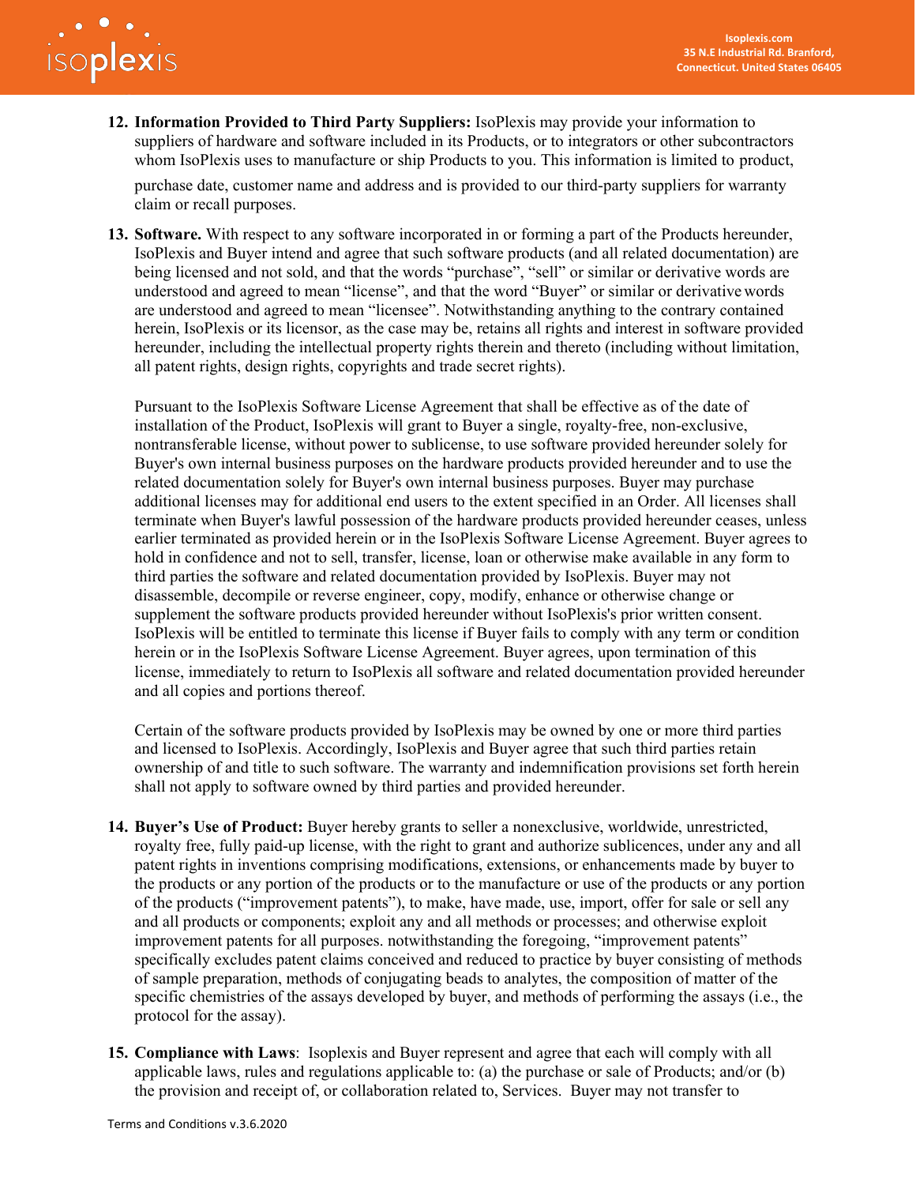12. **Information Provided to Third Party Suppliers:** IsoPlexis may provide your information to suppliers of hardware and software included in its Products, or to integrators or other subcontractors whom IsoPlexis uses to manufacture or ship Products to you. This information is limited to product, purchase date, customer name and address and is provided to our third-party suppliers for warranty claim or recall purposes.

13. **Software.** With respect to any software incorporated in or forming a part of the Products hereunder, IsoPlexis and Buyer intend and agree that such software products (and all related documentation) are being licensed and not sold, and that the words "purchase", "sell" or similar or derivative words are understood and agreed to mean "license", and that the word "Buyer" or similar or derivative words are understood and agreed to mean "licensee". Notwithstanding anything to the contrary contained herein, IsoPlexis or its licensor, as the case may be, retains all rights and interest in software provided hereunder, including the intellectual property rights therein and thereto (including without limitation, all patent rights, design rights, copyrights and trade secret rights).

    Pursuant to the IsoPlexis Software License Agreement that shall be effective as of the date of installation of the Product, IsoPlexis will grant to Buyer a single, royalty-free, non-exclusive, nontransferable license, without power to sublicense, to use software provided hereunder solely for Buyer's own internal business purposes on the hardware products provided hereunder and to use the related documentation solely for Buyer's own internal business purposes. Buyer may purchase additional licenses may for additional end users to the extent specified in an Order. All licenses shall terminate when Buyer's lawful possession of the hardware products provided hereunder ceases, unless earlier terminated as provided herein or in the IsoPlexis Software License Agreement. Buyer agrees to hold in confidence and not to sell, transfer, license, loan or otherwise make available in any form to third parties the software and related documentation provided by IsoPlexis. Buyer may not disassemble, decompile or reverse engineer, copy, modify, enhance or otherwise change or supplement the software products provided hereunder without IsoPlexis's prior written consent. IsoPlexis will be entitled to terminate this license if Buyer fails to comply with any term or condition herein or in the IsoPlexis Software License Agreement. Buyer agrees, upon termination of this license, immediately to return to IsoPlexis all software and related documentation provided hereunder and all copies and portions thereof.

    Certain of the software products provided by IsoPlexis may be owned by one or more third parties and licensed to IsoPlexis. Accordingly, IsoPlexis and Buyer agree that such third parties retain ownership of and title to such software. The warranty and indemnification provisions set forth herein shall not apply to software owned by third parties and provided hereunder.

14. **Buyer's Use of Product:** Buyer hereby grants to seller a nonexclusive, worldwide, unrestricted, royalty free, fully paid-up license, with the right to grant and authorize sublicences, under any and all patent rights in inventions comprising modifications, extensions, or enhancements made by buyer to the products or any portion of the products or to the manufacture or use of the products or any portion of the products ("improvement patents"), to make, have made, use, import, offer for sale or sell any and all products or components; exploit any and all methods or processes; and otherwise exploit improvement patents for all purposes. notwithstanding the foregoing, "improvement patents" specifically excludes patent claims conceived and reduced to practice by buyer consisting of methods of sample preparation, methods of conjugating beads to analytes, the composition of matter of the specific chemistries of the assays developed by buyer, and methods of performing the assays (i.e., the protocol for the assay).

15. **Compliance with Laws**: Isoplexis and Buyer represent and agree that each will comply with all applicable laws, rules and regulations applicable to: (a) the purchase or sale of Products; and/or (b) the provision and receipt of, or collaboration related to, Services. Buyer may not transfer to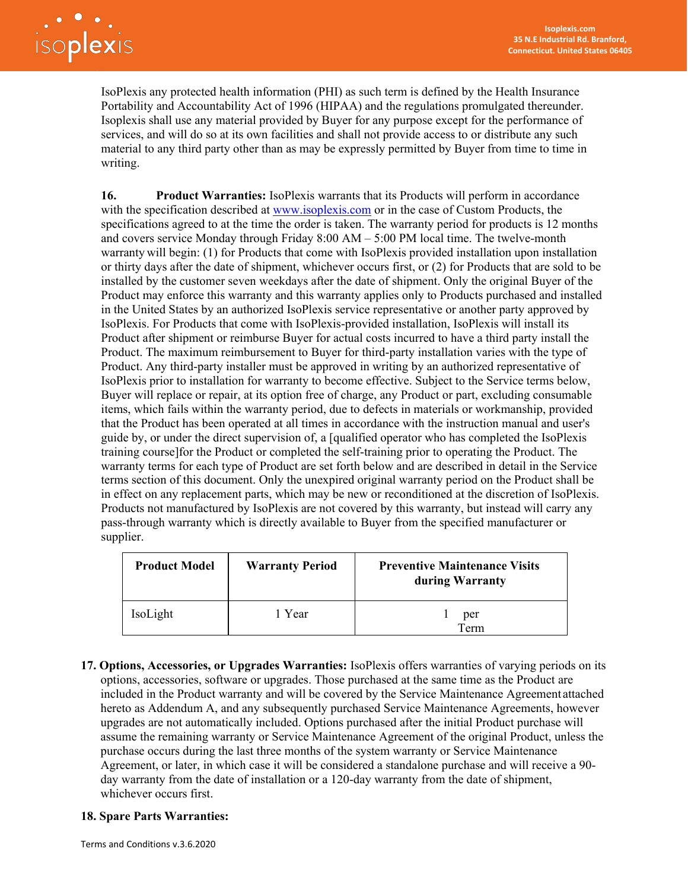IsoPlexis any protected health information (PHI) as such term is defined by the Health Insurance Portability and Accountability Act of 1996 (HIPAA) and the regulations promulgated thereunder. Isoplexis shall use any material provided by Buyer for any purpose except for the performance of services, and will do so at its own facilities and shall not provide access to or distribute any such material to any third party other than as may be expressly permitted by Buyer from time to time in writing.

**16. Product Warranties:** IsoPlexis warrants that its Products will perform in accordance with the specification described at www.isoplexis.com or in the case of Custom Products, the specifications agreed to at the time the order is taken. The warranty period for products is 12 months and covers service Monday through Friday 8:00 AM – 5:00 PM local time. The twelve-month warranty will begin: (1) for Products that come with IsoPlexis provided installation upon installation or thirty days after the date of shipment, whichever occurs first, or (2) for Products that are sold to be installed by the customer seven weekdays after the date of shipment. Only the original Buyer of the Product may enforce this warranty and this warranty applies only to Products purchased and installed in the United States by an authorized IsoPlexis service representative or another party approved by IsoPlexis. For Products that come with IsoPlexis-provided installation, IsoPlexis will install its Product after shipment or reimburse Buyer for actual costs incurred to have a third party install the Product. The maximum reimbursement to Buyer for third-party installation varies with the type of Product. Any third-party installer must be approved in writing by an authorized representative of IsoPlexis prior to installation for warranty to become effective. Subject to the Service terms below, Buyer will replace or repair, at its option free of charge, any Product or part, excluding consumable items, which fails within the warranty period, due to defects in materials or workmanship, provided that the Product has been operated at all times in accordance with the instruction manual and user's guide by, or under the direct supervision of, a [qualified operator who has completed the IsoPlexis training course]for the Product or completed the self-training prior to operating the Product. The warranty terms for each type of Product are set forth below and are described in detail in the Service terms section of this document. Only the unexpired original warranty period on the Product shall be in effect on any replacement parts, which may be new or reconditioned at the discretion of IsoPlexis. Products not manufactured by IsoPlexis are not covered by this warranty, but instead will carry any pass-through warranty which is directly available to Buyer from the specified manufacturer or supplier.

| Product Model | Warranty Period | Preventive Maintenance Visits during Warranty |
|---|---|---|
| IsoLight | 1 Year | 1 per Term |

**17. Options, Accessories, or Upgrades Warranties:** IsoPlexis offers warranties of varying periods on its options, accessories, software or upgrades. Those purchased at the same time as the Product are included in the Product warranty and will be covered by the Service Maintenance Agreement attached hereto as Addendum A, and any subsequently purchased Service Maintenance Agreements, however upgrades are not automatically included. Options purchased after the initial Product purchase will assume the remaining warranty or Service Maintenance Agreement of the original Product, unless the purchase occurs during the last three months of the system warranty or Service Maintenance Agreement, or later, in which case it will be considered a standalone purchase and will receive a 90-day warranty from the date of installation or a 120-day warranty from the date of shipment, whichever occurs first.

**18. Spare Parts Warranties:**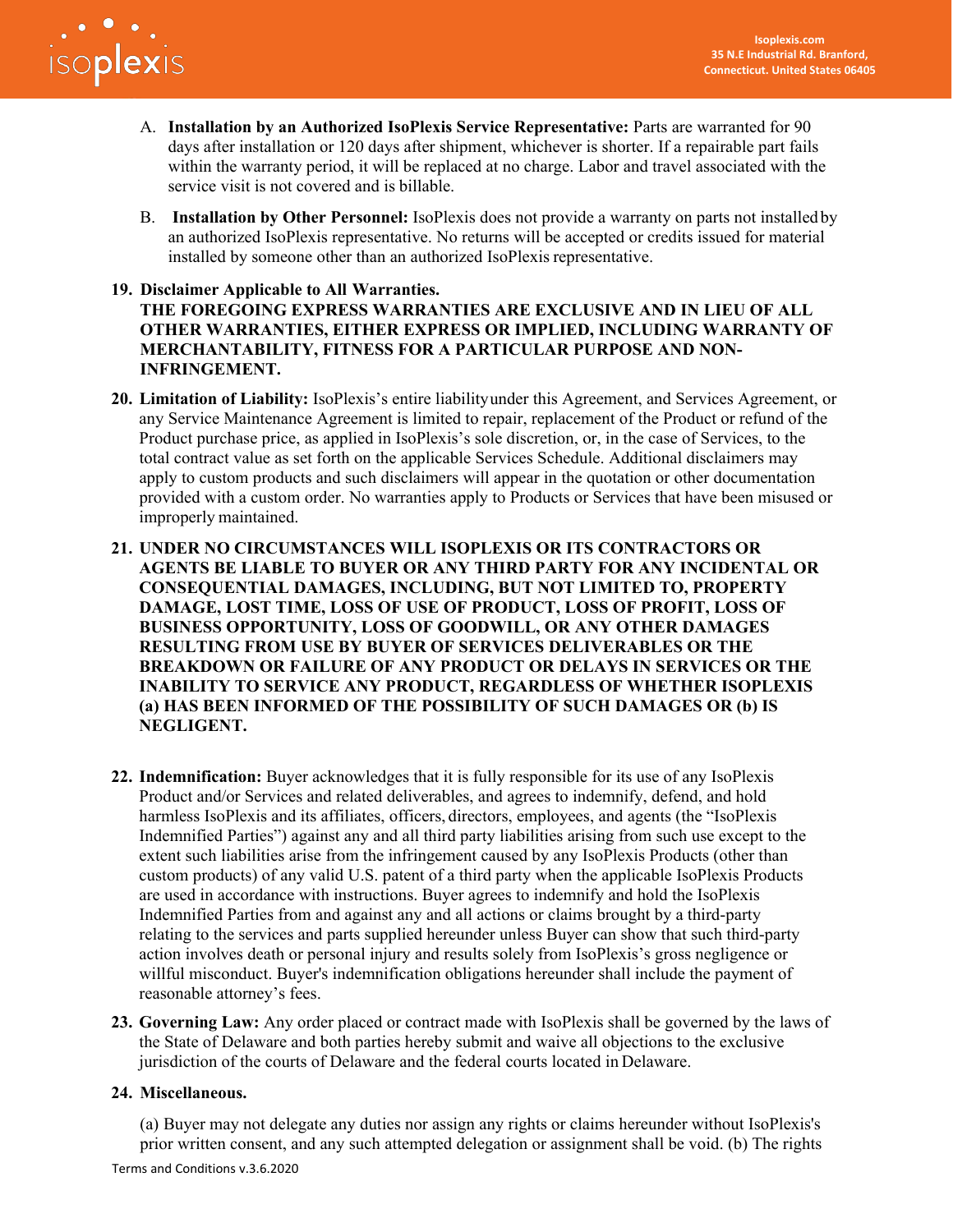A. **Installation by an Authorized IsoPlexis Service Representative:** Parts are warranted for 90 days after installation or 120 days after shipment, whichever is shorter. If a repairable part fails within the warranty period, it will be replaced at no charge. Labor and travel associated with the service visit is not covered and is billable.

B. **Installation by Other Personnel:** IsoPlexis does not provide a warranty on parts not installed by an authorized IsoPlexis representative. No returns will be accepted or credits issued for material installed by someone other than an authorized IsoPlexis representative.

19. **Disclaimer Applicable to All Warranties.**
**THE FOREGOING EXPRESS WARRANTIES ARE EXCLUSIVE AND IN LIEU OF ALL OTHER WARRANTIES, EITHER EXPRESS OR IMPLIED, INCLUDING WARRANTY OF MERCHANTABILITY, FITNESS FOR A PARTICULAR PURPOSE AND NON-INFRINGEMENT.**

20. **Limitation of Liability:** IsoPlexis's entire liability under this Agreement, and Services Agreement, or any Service Maintenance Agreement is limited to repair, replacement of the Product or refund of the Product purchase price, as applied in IsoPlexis's sole discretion, or, in the case of Services, to the total contract value as set forth on the applicable Services Schedule. Additional disclaimers may apply to custom products and such disclaimers will appear in the quotation or other documentation provided with a custom order. No warranties apply to Products or Services that have been misused or improperly maintained.

21. **UNDER NO CIRCUMSTANCES WILL ISOPLEXIS OR ITS CONTRACTORS OR AGENTS BE LIABLE TO BUYER OR ANY THIRD PARTY FOR ANY INCIDENTAL OR CONSEQUENTIAL DAMAGES, INCLUDING, BUT NOT LIMITED TO, PROPERTY DAMAGE, LOST TIME, LOSS OF USE OF PRODUCT, LOSS OF PROFIT, LOSS OF BUSINESS OPPORTUNITY, LOSS OF GOODWILL, OR ANY OTHER DAMAGES RESULTING FROM USE BY BUYER OF SERVICES DELIVERABLES OR THE BREAKDOWN OR FAILURE OF ANY PRODUCT OR DELAYS IN SERVICES OR THE INABILITY TO SERVICE ANY PRODUCT, REGARDLESS OF WHETHER ISOPLEXIS (a) HAS BEEN INFORMED OF THE POSSIBILITY OF SUCH DAMAGES OR (b) IS NEGLIGENT.**

22. **Indemnification:** Buyer acknowledges that it is fully responsible for its use of any IsoPlexis Product and/or Services and related deliverables, and agrees to indemnify, defend, and hold harmless IsoPlexis and its affiliates, officers, directors, employees, and agents (the "IsoPlexis Indemnified Parties") against any and all third party liabilities arising from such use except to the extent such liabilities arise from the infringement caused by any IsoPlexis Products (other than custom products) of any valid U.S. patent of a third party when the applicable IsoPlexis Products are used in accordance with instructions. Buyer agrees to indemnify and hold the IsoPlexis Indemnified Parties from and against any and all actions or claims brought by a third-party relating to the services and parts supplied hereunder unless Buyer can show that such third-party action involves death or personal injury and results solely from IsoPlexis's gross negligence or willful misconduct. Buyer's indemnification obligations hereunder shall include the payment of reasonable attorney's fees.

23. **Governing Law:** Any order placed or contract made with IsoPlexis shall be governed by the laws of the State of Delaware and both parties hereby submit and waive all objections to the exclusive jurisdiction of the courts of Delaware and the federal courts located in Delaware.

24. **Miscellaneous.**

(a) Buyer may not delegate any duties nor assign any rights or claims hereunder without IsoPlexis's prior written consent, and any such attempted delegation or assignment shall be void. (b) The rights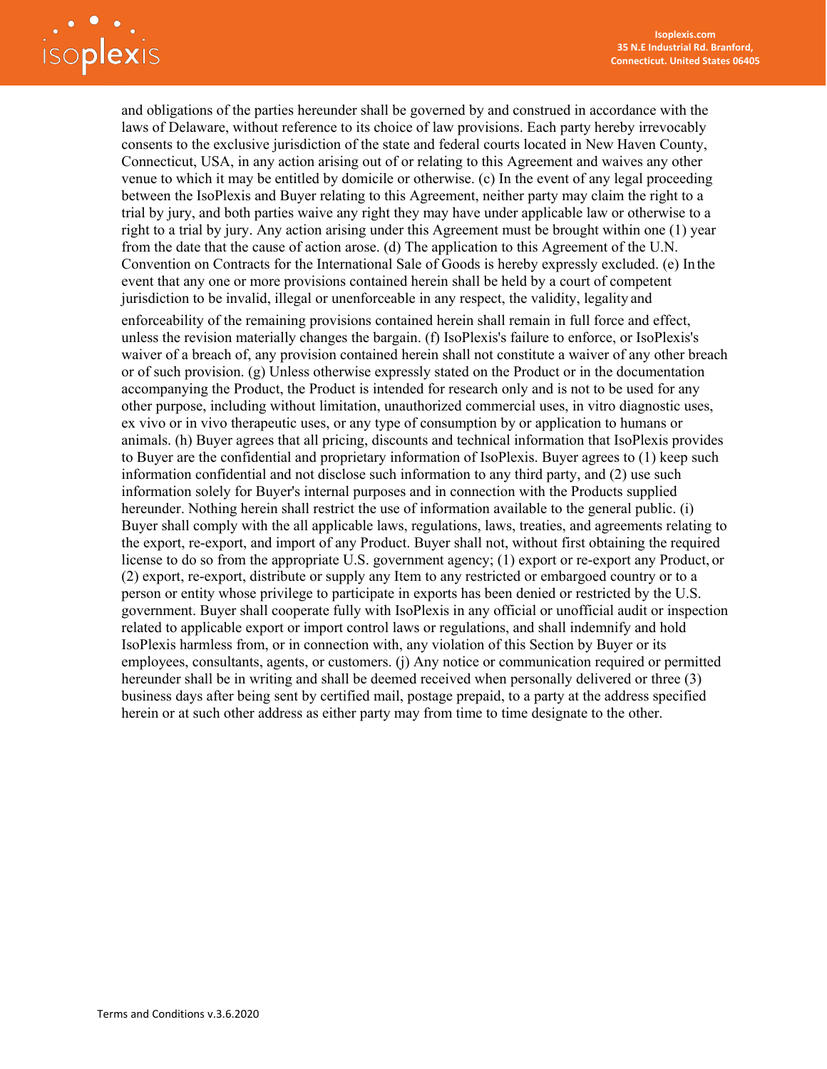and obligations of the parties hereunder shall be governed by and construed in accordance with the laws of Delaware, without reference to its choice of law provisions. Each party hereby irrevocably consents to the exclusive jurisdiction of the state and federal courts located in New Haven County, Connecticut, USA, in any action arising out of or relating to this Agreement and waives any other venue to which it may be entitled by domicile or otherwise. (c) In the event of any legal proceeding between the IsoPlexis and Buyer relating to this Agreement, neither party may claim the right to a trial by jury, and both parties waive any right they may have under applicable law or otherwise to a right to a trial by jury. Any action arising under this Agreement must be brought within one (1) year from the date that the cause of action arose. (d) The application to this Agreement of the U.N. Convention on Contracts for the International Sale of Goods is hereby expressly excluded. (e) In the event that any one or more provisions contained herein shall be held by a court of competent jurisdiction to be invalid, illegal or unenforceable in any respect, the validity, legality and enforceability of the remaining provisions contained herein shall remain in full force and effect, unless the revision materially changes the bargain. (f) IsoPlexis's failure to enforce, or IsoPlexis's waiver of a breach of, any provision contained herein shall not constitute a waiver of any other breach or of such provision. (g) Unless otherwise expressly stated on the Product or in the documentation accompanying the Product, the Product is intended for research only and is not to be used for any other purpose, including without limitation, unauthorized commercial uses, in vitro diagnostic uses, ex vivo or in vivo therapeutic uses, or any type of consumption by or application to humans or animals. (h) Buyer agrees that all pricing, discounts and technical information that IsoPlexis provides to Buyer are the confidential and proprietary information of IsoPlexis. Buyer agrees to (1) keep such information confidential and not disclose such information to any third party, and (2) use such information solely for Buyer's internal purposes and in connection with the Products supplied hereunder. Nothing herein shall restrict the use of information available to the general public. (i) Buyer shall comply with the all applicable laws, regulations, laws, treaties, and agreements relating to the export, re-export, and import of any Product. Buyer shall not, without first obtaining the required license to do so from the appropriate U.S. government agency; (1) export or re-export any Product, or (2) export, re-export, distribute or supply any Item to any restricted or embargoed country or to a person or entity whose privilege to participate in exports has been denied or restricted by the U.S. government. Buyer shall cooperate fully with IsoPlexis in any official or unofficial audit or inspection related to applicable export or import control laws or regulations, and shall indemnify and hold IsoPlexis harmless from, or in connection with, any violation of this Section by Buyer or its employees, consultants, agents, or customers. (j) Any notice or communication required or permitted hereunder shall be in writing and shall be deemed received when personally delivered or three (3) business days after being sent by certified mail, postage prepaid, to a party at the address specified herein or at such other address as either party may from time to time designate to the other.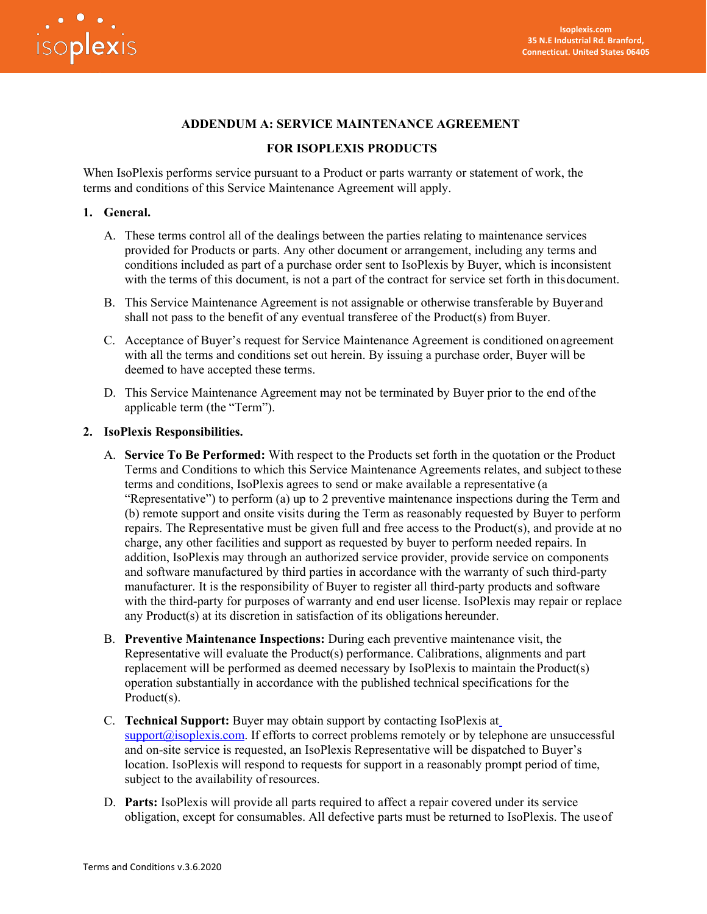## ADDENDUM A: SERVICE MAINTENANCE AGREEMENT

## FOR ISOPLEXIS PRODUCTS

When IsoPlexis performs service pursuant to a Product or parts warranty or statement of work, the terms and conditions of this Service Maintenance Agreement will apply.

**1. General.**

A. These terms control all of the dealings between the parties relating to maintenance services provided for Products or parts. Any other document or arrangement, including any terms and conditions included as part of a purchase order sent to IsoPlexis by Buyer, which is inconsistent with the terms of this document, is not a part of the contract for service set forth in this document.

B. This Service Maintenance Agreement is not assignable or otherwise transferable by Buyer and shall not pass to the benefit of any eventual transferee of the Product(s) from Buyer.

C. Acceptance of Buyer's request for Service Maintenance Agreement is conditioned on agreement with all the terms and conditions set out herein. By issuing a purchase order, Buyer will be deemed to have accepted these terms.

D. This Service Maintenance Agreement may not be terminated by Buyer prior to the end of the applicable term (the "Term").

**2. IsoPlexis Responsibilities.**

A. **Service To Be Performed:** With respect to the Products set forth in the quotation or the Product Terms and Conditions to which this Service Maintenance Agreements relates, and subject to these terms and conditions, IsoPlexis agrees to send or make available a representative (a "Representative") to perform (a) up to 2 preventive maintenance inspections during the Term and (b) remote support and onsite visits during the Term as reasonably requested by Buyer to perform repairs. The Representative must be given full and free access to the Product(s), and provide at no charge, any other facilities and support as requested by buyer to perform needed repairs. In addition, IsoPlexis may through an authorized service provider, provide service on components and software manufactured by third parties in accordance with the warranty of such third-party manufacturer. It is the responsibility of Buyer to register all third-party products and software with the third-party for purposes of warranty and end user license. IsoPlexis may repair or replace any Product(s) at its discretion in satisfaction of its obligations hereunder.

B. **Preventive Maintenance Inspections:** During each preventive maintenance visit, the Representative will evaluate the Product(s) performance. Calibrations, alignments and part replacement will be performed as deemed necessary by IsoPlexis to maintain the Product(s) operation substantially in accordance with the published technical specifications for the Product(s).

C. **Technical Support:** Buyer may obtain support by contacting IsoPlexis at support@isoplexis.com. If efforts to correct problems remotely or by telephone are unsuccessful and on-site service is requested, an IsoPlexis Representative will be dispatched to Buyer's location. IsoPlexis will respond to requests for support in a reasonably prompt period of time, subject to the availability of resources.

D. **Parts:** IsoPlexis will provide all parts required to affect a repair covered under its service obligation, except for consumables. All defective parts must be returned to IsoPlexis. The use of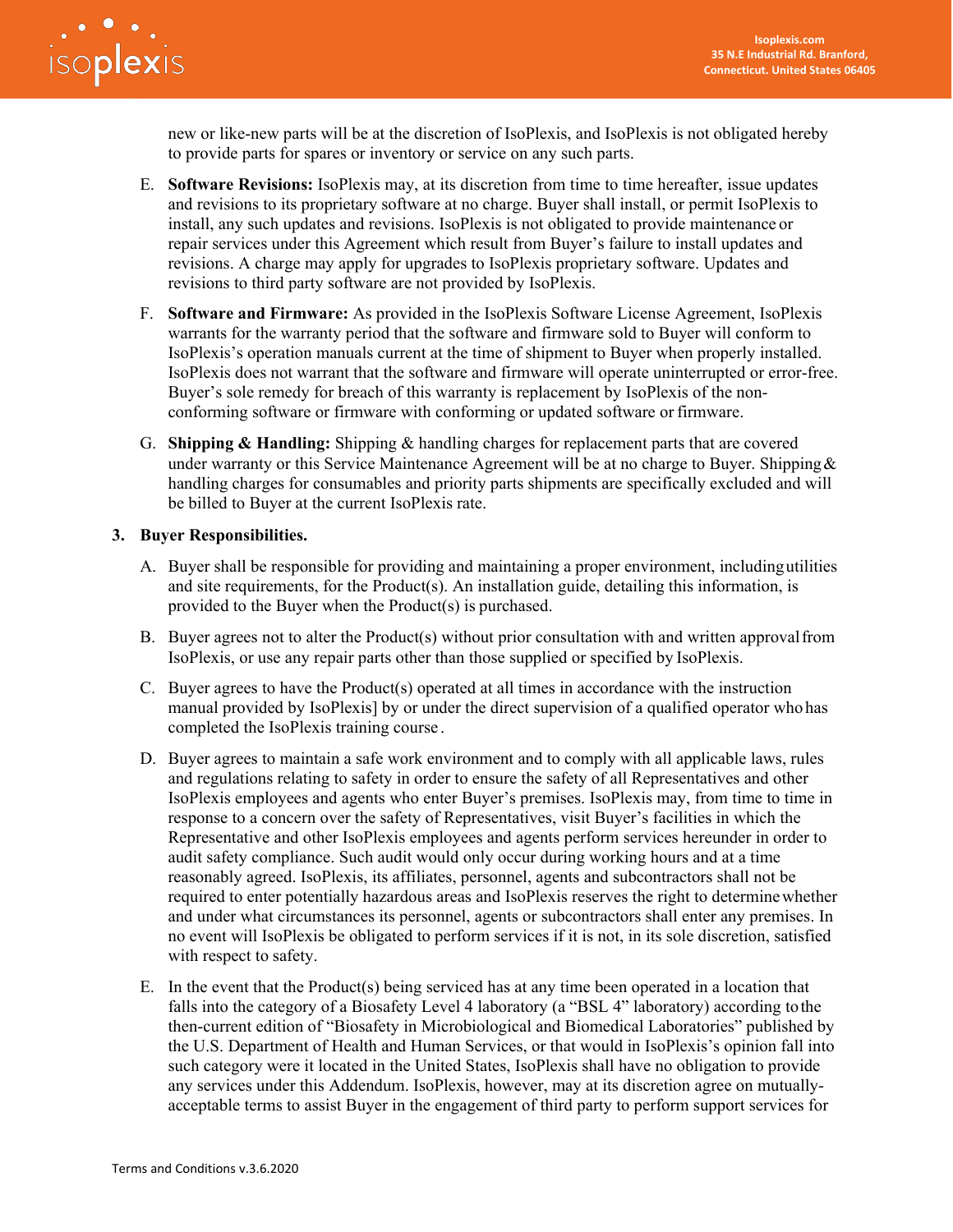new or like-new parts will be at the discretion of IsoPlexis, and IsoPlexis is not obligated hereby to provide parts for spares or inventory or service on any such parts.

E. **Software Revisions:** IsoPlexis may, at its discretion from time to time hereafter, issue updates and revisions to its proprietary software at no charge. Buyer shall install, or permit IsoPlexis to install, any such updates and revisions. IsoPlexis is not obligated to provide maintenance or repair services under this Agreement which result from Buyer's failure to install updates and revisions. A charge may apply for upgrades to IsoPlexis proprietary software. Updates and revisions to third party software are not provided by IsoPlexis.

F. **Software and Firmware:** As provided in the IsoPlexis Software License Agreement, IsoPlexis warrants for the warranty period that the software and firmware sold to Buyer will conform to IsoPlexis's operation manuals current at the time of shipment to Buyer when properly installed. IsoPlexis does not warrant that the software and firmware will operate uninterrupted or error-free. Buyer's sole remedy for breach of this warranty is replacement by IsoPlexis of the non-conforming software or firmware with conforming or updated software or firmware.

G. **Shipping & Handling:** Shipping & handling charges for replacement parts that are covered under warranty or this Service Maintenance Agreement will be at no charge to Buyer. Shipping & handling charges for consumables and priority parts shipments are specifically excluded and will be billed to Buyer at the current IsoPlexis rate.

**3. Buyer Responsibilities.**

A. Buyer shall be responsible for providing and maintaining a proper environment, including utilities and site requirements, for the Product(s). An installation guide, detailing this information, is provided to the Buyer when the Product(s) is purchased.

B. Buyer agrees not to alter the Product(s) without prior consultation with and written approval from IsoPlexis, or use any repair parts other than those supplied or specified by IsoPlexis.

C. Buyer agrees to have the Product(s) operated at all times in accordance with the instruction manual provided by IsoPlexis] by or under the direct supervision of a qualified operator who has completed the IsoPlexis training course.

D. Buyer agrees to maintain a safe work environment and to comply with all applicable laws, rules and regulations relating to safety in order to ensure the safety of all Representatives and other IsoPlexis employees and agents who enter Buyer's premises. IsoPlexis may, from time to time in response to a concern over the safety of Representatives, visit Buyer's facilities in which the Representative and other IsoPlexis employees and agents perform services hereunder in order to audit safety compliance. Such audit would only occur during working hours and at a time reasonably agreed. IsoPlexis, its affiliates, personnel, agents and subcontractors shall not be required to enter potentially hazardous areas and IsoPlexis reserves the right to determine whether and under what circumstances its personnel, agents or subcontractors shall enter any premises. In no event will IsoPlexis be obligated to perform services if it is not, in its sole discretion, satisfied with respect to safety.

E. In the event that the Product(s) being serviced has at any time been operated in a location that falls into the category of a Biosafety Level 4 laboratory (a "BSL 4" laboratory) according to the then-current edition of "Biosafety in Microbiological and Biomedical Laboratories" published by the U.S. Department of Health and Human Services, or that would in IsoPlexis's opinion fall into such category were it located in the United States, IsoPlexis shall have no obligation to provide any services under this Addendum. IsoPlexis, however, may at its discretion agree on mutually-acceptable terms to assist Buyer in the engagement of third party to perform support services for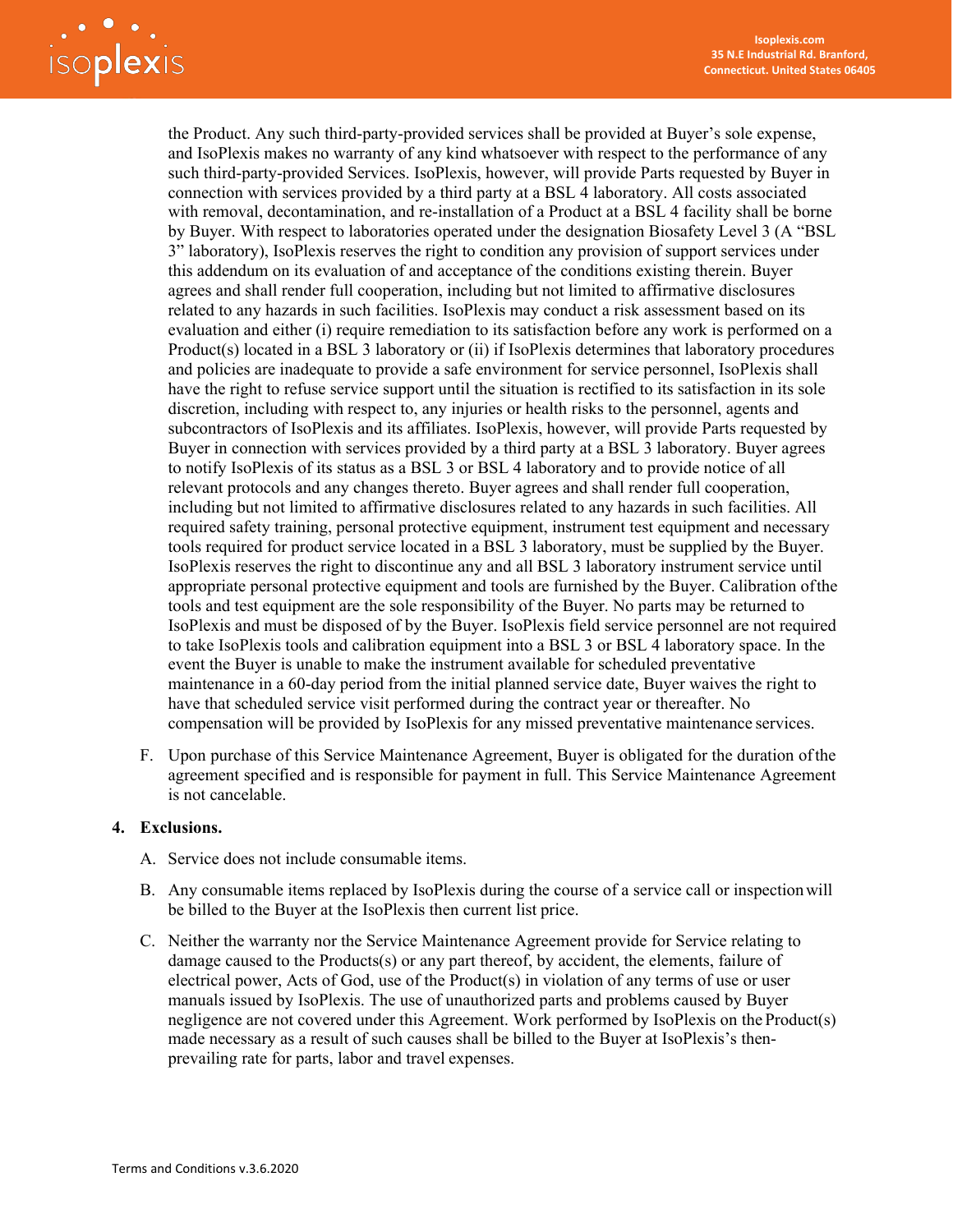the Product. Any such third-party-provided services shall be provided at Buyer's sole expense, and IsoPlexis makes no warranty of any kind whatsoever with respect to the performance of any such third-party-provided Services. IsoPlexis, however, will provide Parts requested by Buyer in connection with services provided by a third party at a BSL 4 laboratory. All costs associated with removal, decontamination, and re-installation of a Product at a BSL 4 facility shall be borne by Buyer. With respect to laboratories operated under the designation Biosafety Level 3 (A "BSL 3" laboratory), IsoPlexis reserves the right to condition any provision of support services under this addendum on its evaluation of and acceptance of the conditions existing therein. Buyer agrees and shall render full cooperation, including but not limited to affirmative disclosures related to any hazards in such facilities. IsoPlexis may conduct a risk assessment based on its evaluation and either (i) require remediation to its satisfaction before any work is performed on a Product(s) located in a BSL 3 laboratory or (ii) if IsoPlexis determines that laboratory procedures and policies are inadequate to provide a safe environment for service personnel, IsoPlexis shall have the right to refuse service support until the situation is rectified to its satisfaction in its sole discretion, including with respect to, any injuries or health risks to the personnel, agents and subcontractors of IsoPlexis and its affiliates. IsoPlexis, however, will provide Parts requested by Buyer in connection with services provided by a third party at a BSL 3 laboratory. Buyer agrees to notify IsoPlexis of its status as a BSL 3 or BSL 4 laboratory and to provide notice of all relevant protocols and any changes thereto. Buyer agrees and shall render full cooperation, including but not limited to affirmative disclosures related to any hazards in such facilities. All required safety training, personal protective equipment, instrument test equipment and necessary tools required for product service located in a BSL 3 laboratory, must be supplied by the Buyer. IsoPlexis reserves the right to discontinue any and all BSL 3 laboratory instrument service until appropriate personal protective equipment and tools are furnished by the Buyer. Calibration of the tools and test equipment are the sole responsibility of the Buyer. No parts may be returned to IsoPlexis and must be disposed of by the Buyer. IsoPlexis field service personnel are not required to take IsoPlexis tools and calibration equipment into a BSL 3 or BSL 4 laboratory space. In the event the Buyer is unable to make the instrument available for scheduled preventative maintenance in a 60-day period from the initial planned service date, Buyer waives the right to have that scheduled service visit performed during the contract year or thereafter. No compensation will be provided by IsoPlexis for any missed preventative maintenance services.

F. Upon purchase of this Service Maintenance Agreement, Buyer is obligated for the duration of the agreement specified and is responsible for payment in full. This Service Maintenance Agreement is not cancelable.

**4. Exclusions.**

A. Service does not include consumable items.

B. Any consumable items replaced by IsoPlexis during the course of a service call or inspection will be billed to the Buyer at the IsoPlexis then current list price.

C. Neither the warranty nor the Service Maintenance Agreement provide for Service relating to damage caused to the Products(s) or any part thereof, by accident, the elements, failure of electrical power, Acts of God, use of the Product(s) in violation of any terms of use or user manuals issued by IsoPlexis. The use of unauthorized parts and problems caused by Buyer negligence are not covered under this Agreement. Work performed by IsoPlexis on the Product(s) made necessary as a result of such causes shall be billed to the Buyer at IsoPlexis's then-prevailing rate for parts, labor and travel expenses.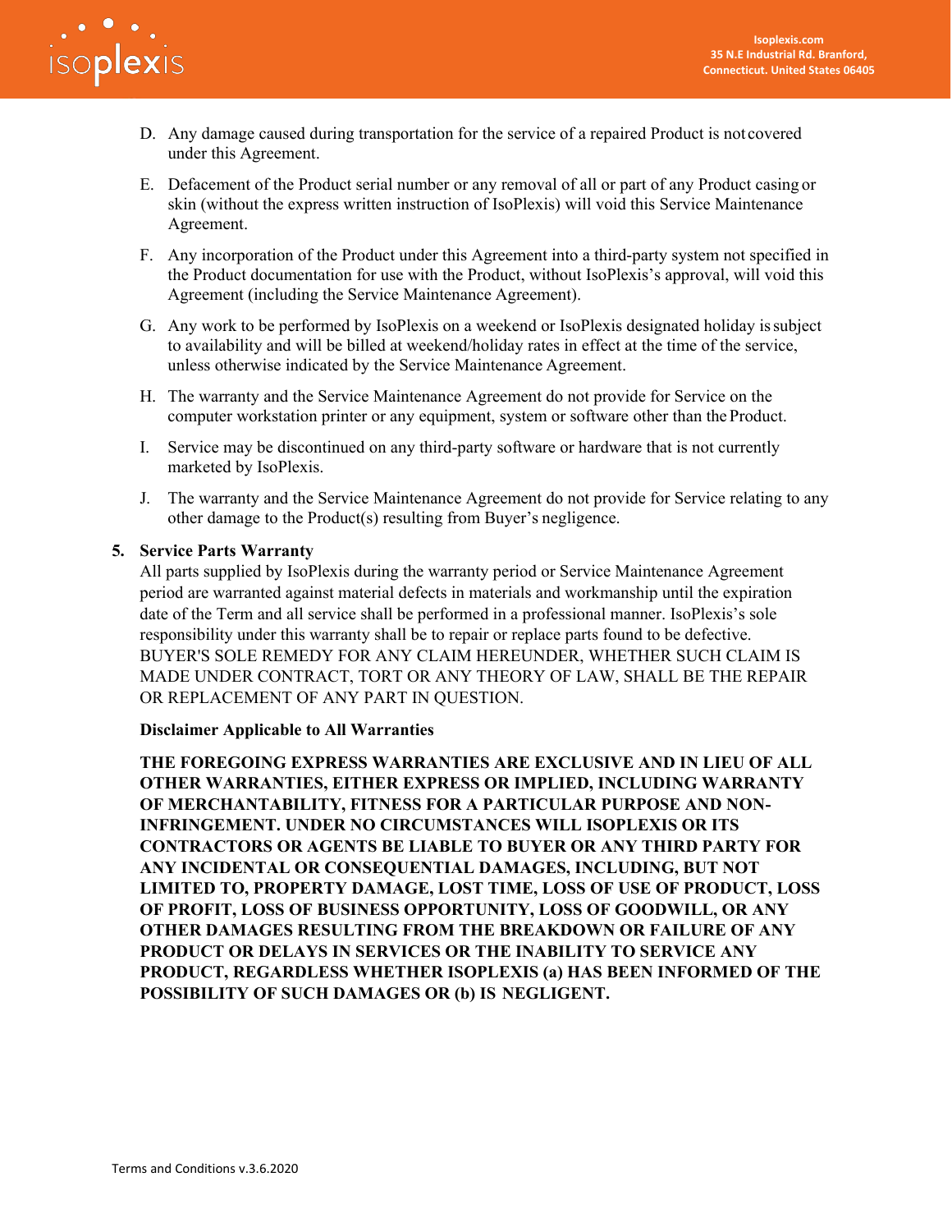D. Any damage caused during transportation for the service of a repaired Product is not covered under this Agreement.

E. Defacement of the Product serial number or any removal of all or part of any Product casing or skin (without the express written instruction of IsoPlexis) will void this Service Maintenance Agreement.

F. Any incorporation of the Product under this Agreement into a third-party system not specified in the Product documentation for use with the Product, without IsoPlexis's approval, will void this Agreement (including the Service Maintenance Agreement).

G. Any work to be performed by IsoPlexis on a weekend or IsoPlexis designated holiday is subject to availability and will be billed at weekend/holiday rates in effect at the time of the service, unless otherwise indicated by the Service Maintenance Agreement.

H. The warranty and the Service Maintenance Agreement do not provide for Service on the computer workstation printer or any equipment, system or software other than the Product.

I. Service may be discontinued on any third-party software or hardware that is not currently marketed by IsoPlexis.

J. The warranty and the Service Maintenance Agreement do not provide for Service relating to any other damage to the Product(s) resulting from Buyer's negligence.

**5. Service Parts Warranty**

All parts supplied by IsoPlexis during the warranty period or Service Maintenance Agreement period are warranted against material defects in materials and workmanship until the expiration date of the Term and all service shall be performed in a professional manner. IsoPlexis's sole responsibility under this warranty shall be to repair or replace parts found to be defective. BUYER'S SOLE REMEDY FOR ANY CLAIM HEREUNDER, WHETHER SUCH CLAIM IS MADE UNDER CONTRACT, TORT OR ANY THEORY OF LAW, SHALL BE THE REPAIR OR REPLACEMENT OF ANY PART IN QUESTION.

**Disclaimer Applicable to All Warranties**

**THE FOREGOING EXPRESS WARRANTIES ARE EXCLUSIVE AND IN LIEU OF ALL OTHER WARRANTIES, EITHER EXPRESS OR IMPLIED, INCLUDING WARRANTY OF MERCHANTABILITY, FITNESS FOR A PARTICULAR PURPOSE AND NON-INFRINGEMENT. UNDER NO CIRCUMSTANCES WILL ISOPLEXIS OR ITS CONTRACTORS OR AGENTS BE LIABLE TO BUYER OR ANY THIRD PARTY FOR ANY INCIDENTAL OR CONSEQUENTIAL DAMAGES, INCLUDING, BUT NOT LIMITED TO, PROPERTY DAMAGE, LOST TIME, LOSS OF USE OF PRODUCT, LOSS OF PROFIT, LOSS OF BUSINESS OPPORTUNITY, LOSS OF GOODWILL, OR ANY OTHER DAMAGES RESULTING FROM THE BREAKDOWN OR FAILURE OF ANY PRODUCT OR DELAYS IN SERVICES OR THE INABILITY TO SERVICE ANY PRODUCT, REGARDLESS WHETHER ISOPLEXIS (a) HAS BEEN INFORMED OF THE POSSIBILITY OF SUCH DAMAGES OR (b) IS NEGLIGENT.**